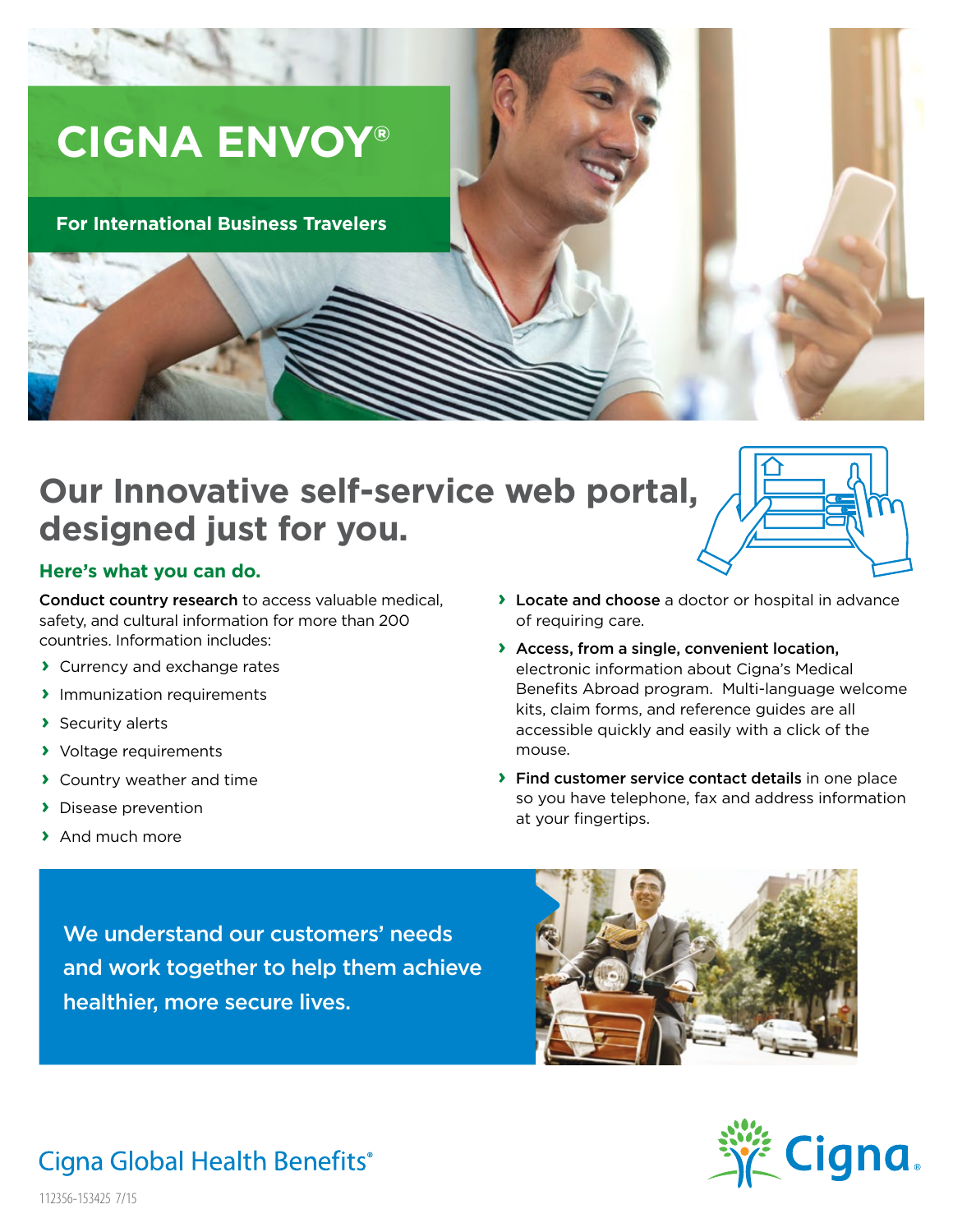# CIGNA ENVOY®

**For International Business Travelers**

## Our Innovative self-service web portal, designed just for you.

### Here's what you can do.

**Conduct country research** to access valuable medical, safety, and cultural information for more than 200 countries. Information includes:

- Currency and exchange rates
- Immunization requirements
- Security alerts
- Voltage requirements
- Country weather and time
- Disease prevention
- And much more

- **Locate and choose** a doctor or hospital in advance of requiring care.
- **Access, from a single, convenient location,** electronic information about Cigna's Medical Benefits Abroad program. Multi-language welcome kits, claim forms, and reference guides are all accessible quickly and easily with a click of the mouse.
- **Find customer service contact details** in one place so you have telephone, fax and address information at your fingertips.

We understand our customers' needs and work together to help them achieve healthier, more secure lives.

Cigna Global Health Benefits®

Cigna

112356-153425 7/15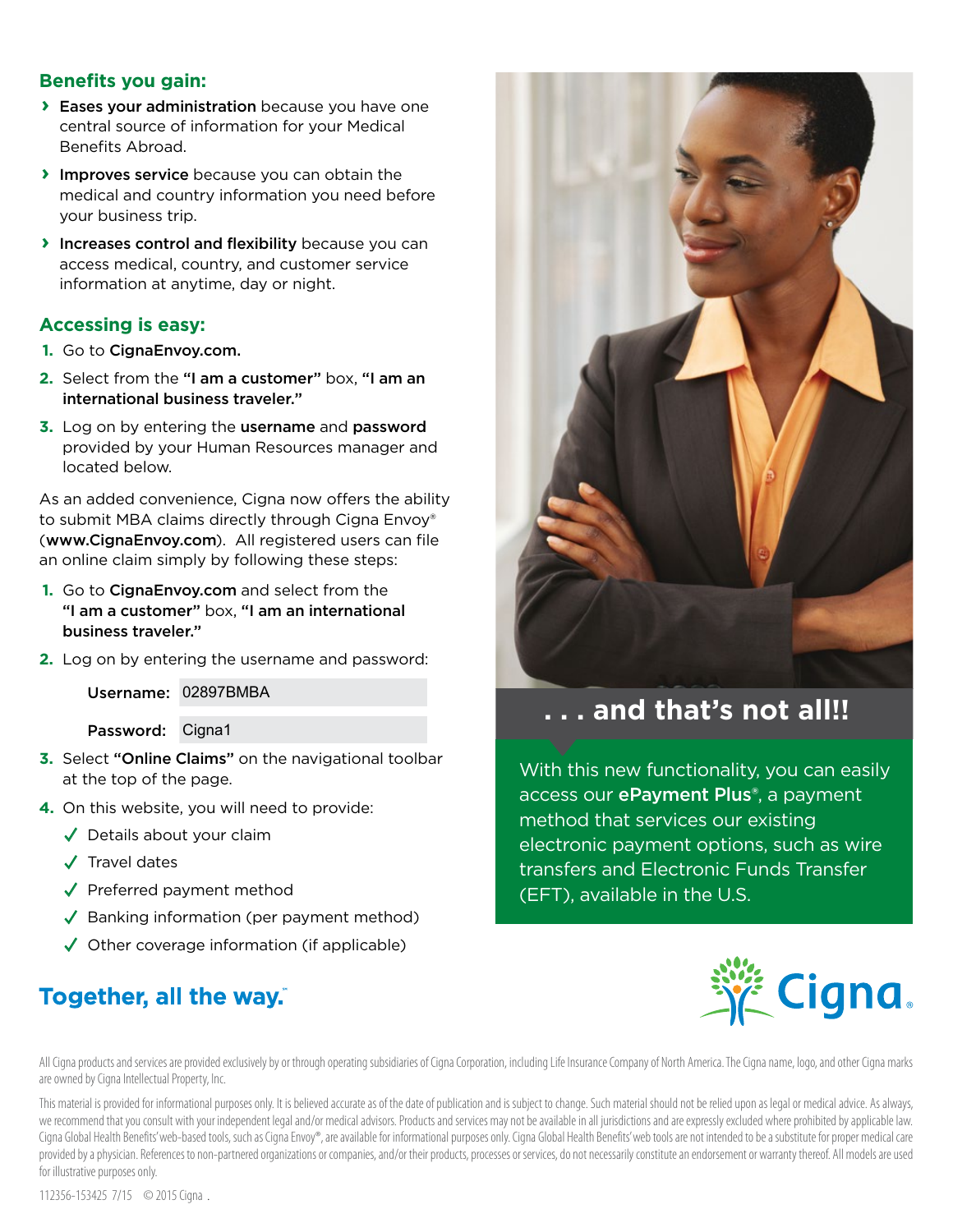## Benefits you gain:

- **Eases your administration** because you have one central source of information for your Medical Benefits Abroad.
- **Improves service** because you can obtain the medical and country information you need before your business trip.
- **Increases control and flexibility** because you can access medical, country, and customer service information at anytime, day or night.

## Accessing is easy:

1. Go to **CignaEnvoy.com.**
2. Select from the **"I am a customer"** box, **"I am an international business traveler."**
3. Log on by entering the **username** and **password** provided by your Human Resources manager and located below.

As an added convenience, Cigna now offers the ability to submit MBA claims directly through Cigna Envoy® (**www.CignaEnvoy.com**). All registered users can file an online claim simply by following these steps:

1. Go to **CignaEnvoy.com** and select from the **"I am a customer"** box, **"I am an international business traveler."**
2. Log on by entering the username and password:

   **Username:** 02897BMBA

   **Password:** Cigna1

3. Select **"Online Claims"** on the navigational toolbar at the top of the page.
4. On this website, you will need to provide:
   - ✓ Details about your claim
   - ✓ Travel dates
   - ✓ Preferred payment method
   - ✓ Banking information (per payment method)
   - ✓ Other coverage information (if applicable)

## . . . and that's not all!!

With this new functionality, you can easily access our **ePayment Plus**®, a payment method that services our existing electronic payment options, such as wire transfers and Electronic Funds Transfer (EFT), available in the U.S.

**Together, all the way.**℠

Cigna®

All Cigna products and services are provided exclusively by or through operating subsidiaries of Cigna Corporation, including Life Insurance Company of North America. The Cigna name, logo, and other Cigna marks are owned by Cigna Intellectual Property, Inc.

This material is provided for informational purposes only. It is believed accurate as of the date of publication and is subject to change. Such material should not be relied upon as legal or medical advice. As always, we recommend that you consult with your independent legal and/or medical advisors. Products and services may not be available in all jurisdictions and are expressly excluded where prohibited by applicable law. Cigna Global Health Benefits' web-based tools, such as Cigna Envoy®, are available for informational purposes only. Cigna Global Health Benefits' web tools are not intended to be a substitute for proper medical care provided by a physician. References to non-partnered organizations or companies, and/or their products, processes or services, do not necessarily constitute an endorsement or warranty thereof. All models are used for illustrative purposes only.

112356-153425 7/15 © 2015 Cigna .